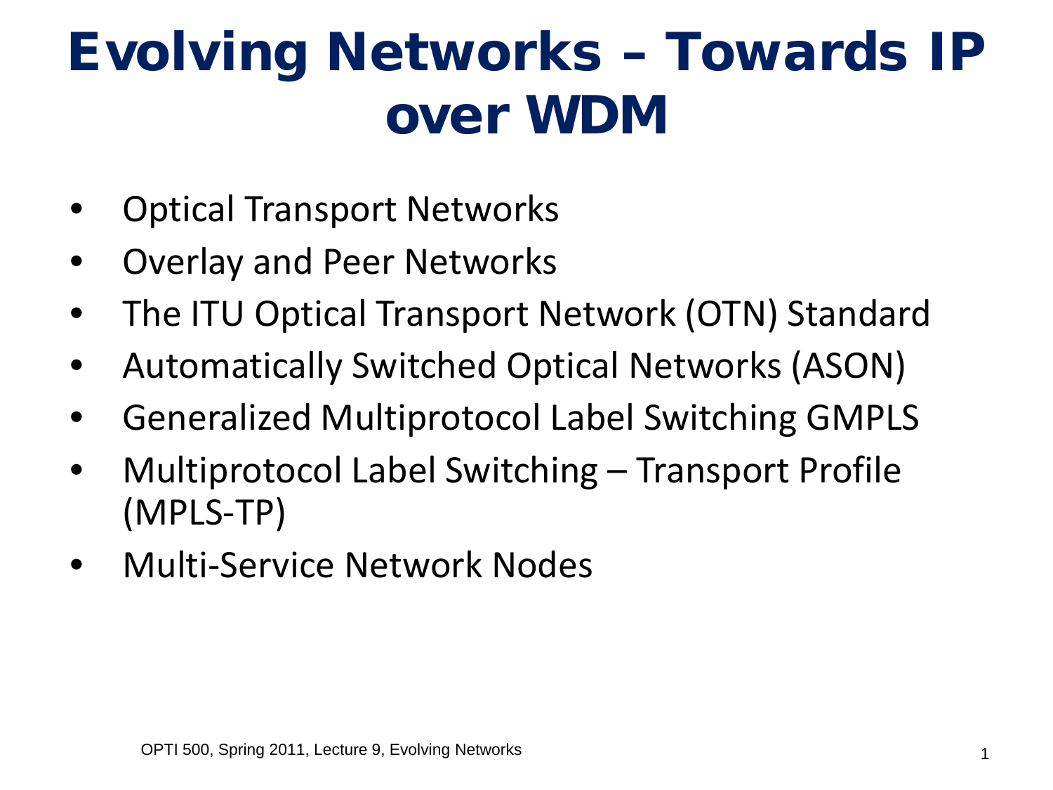# Evolving Networks – Towards IP over WDM

- Optical Transport Networks
- Overlay and Peer Networks
- The ITU Optical Transport Network (OTN) Standard
- Automatically Switched Optical Networks (ASON)
- Generalized Multiprotocol Label Switching GMPLS
- Multiprotocol Label Switching – Transport Profile (MPLS-TP)
- Multi-Service Network Nodes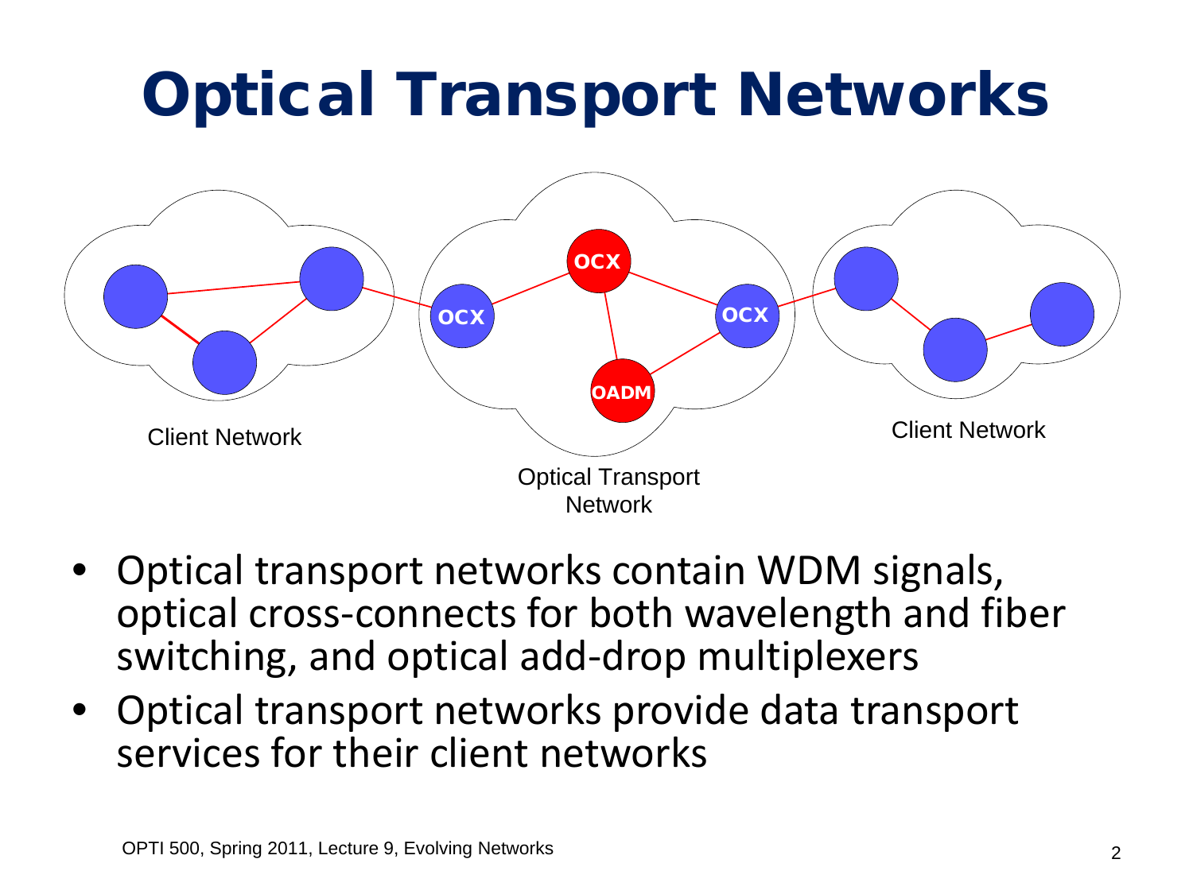# Optical Transport Networks

Client Network

Optical Transport Network

Client Network

OCX

OCX

OCX

OADM

- Optical transport networks contain WDM signals, optical cross-connects for both wavelength and fiber switching, and optical add-drop multiplexers
- Optical transport networks provide data transport services for their client networks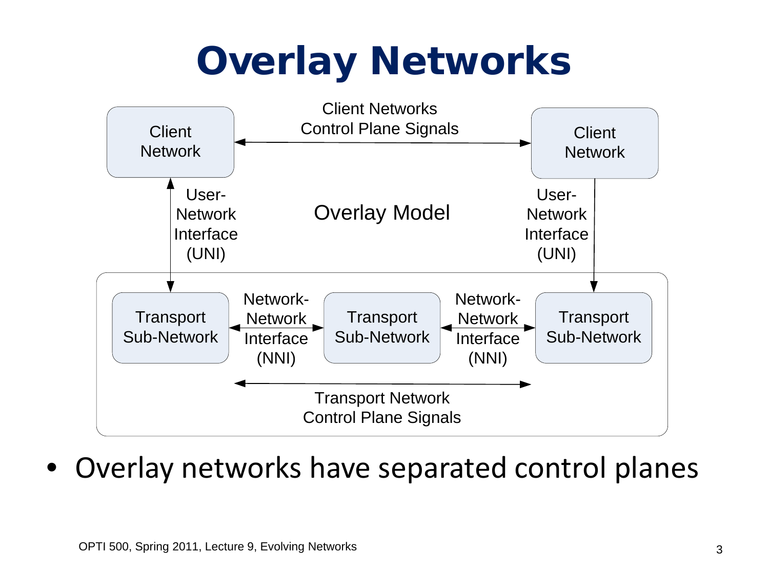# Overlay Networks

Client Network

Client Networks Control Plane Signals

Client Network

User-Network Interface (UNI)

Overlay Model

User-Network Interface (UNI)

Transport Sub-Network

Network-Network Interface (NNI)

Transport Sub-Network

Network-Network Interface (NNI)

Transport Sub-Network

Transport Network Control Plane Signals

- Overlay networks have separated control planes

OPTI 500, Spring 2011, Lecture 9, Evolving Networks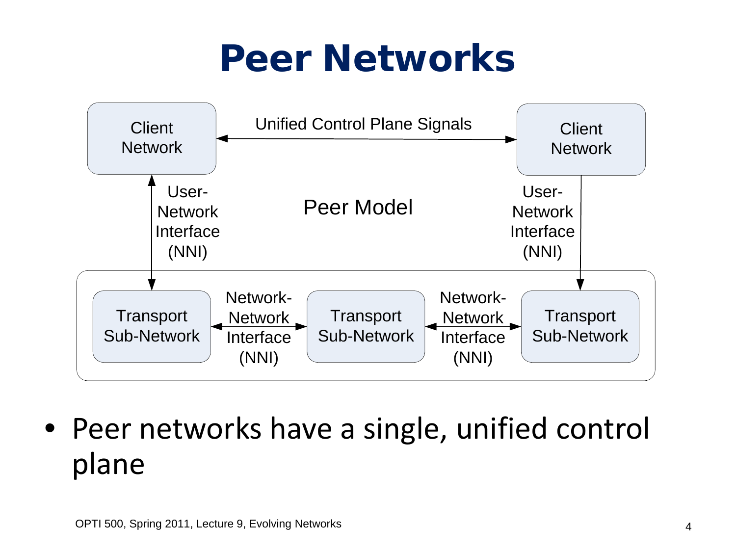# Peer Networks

Client Network

Unified Control Plane Signals

Client Network

User-Network Interface (NNI)

Peer Model

User-Network Interface (NNI)

Transport Sub-Network

Network-Network Interface (NNI)

Transport Sub-Network

Network-Network Interface (NNI)

Transport Sub-Network

- Peer networks have a single, unified control plane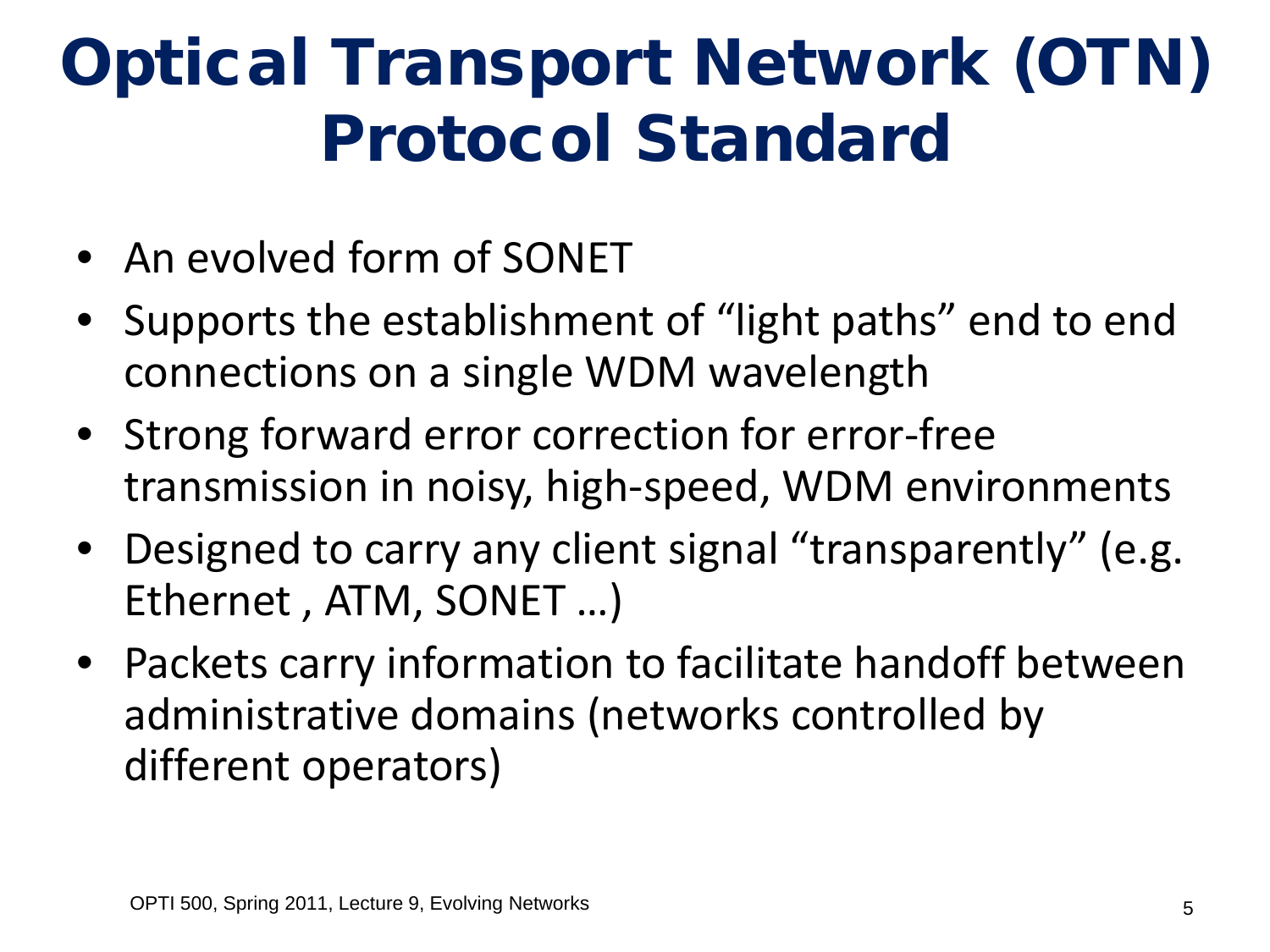# Optical Transport Network (OTN) Protocol Standard

- An evolved form of SONET
- Supports the establishment of "light paths" end to end connections on a single WDM wavelength
- Strong forward error correction for error-free transmission in noisy, high-speed, WDM environments
- Designed to carry any client signal "transparently" (e.g. Ethernet , ATM, SONET …)
- Packets carry information to facilitate handoff between administrative domains (networks controlled by different operators)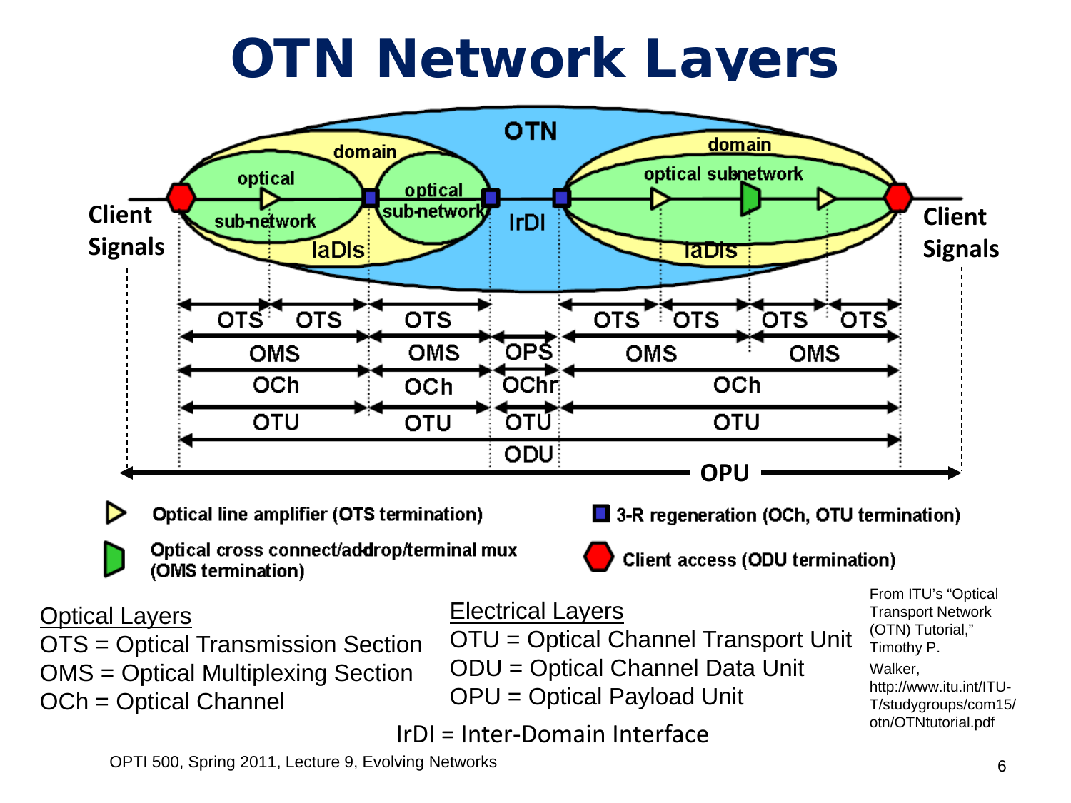# OTN Network Layers

Client Signals

OTN

domain | optical sub-network | optical sub-network | IaDIs | IrDI | domain | optical subnetwork | IaDIs

Client Signals

OTS OTS OTS OTS OTS OTS OTS

OMS OMS OPS OMS OMS

OCh OCh OChr OCh

OTU OTU OTU OTU

ODU

OPU

▷ Optical line amplifier (OTS termination)

Optical cross connect/add-drop/terminal mux (OMS termination)

■ 3-R regeneration (OCh, OTU termination)

Client access (ODU termination)

<u>Optical Layers</u>
OTS = Optical Transmission Section
OMS = Optical Multiplexing Section
OCh = Optical Channel

<u>Electrical Layers</u>
OTU = Optical Channel Transport Unit
ODU = Optical Channel Data Unit
OPU = Optical Payload Unit

IrDI = Inter-Domain Interface

From ITU's "Optical Transport Network (OTN) Tutorial," Timothy P. Walker, http://www.itu.int/ITU-T/studygroups/com15/otn/OTNtutorial.pdf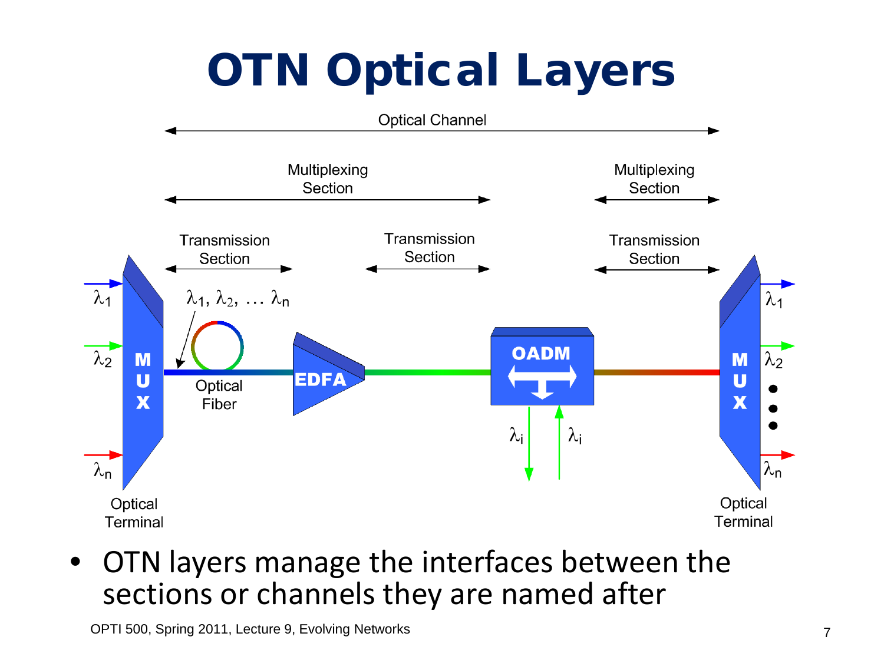# OTN Optical Layers

Optical Channel

Multiplexing Section

Multiplexing Section

Transmission Section

Transmission Section

Transmission Section

$\lambda_1$

$\lambda_2$

$\lambda_n$

$\lambda_1, \lambda_2, \ldots \lambda_n$

MUX

Optical Fiber

EDFA

OADM

$\lambda_i$

$\lambda_i$

MUX

$\lambda_1$

$\lambda_2$

$\lambda_n$

Optical Terminal

Optical Terminal

- OTN layers manage the interfaces between the sections or channels they are named after

OPTI 500, Spring 2011, Lecture 9, Evolving Networks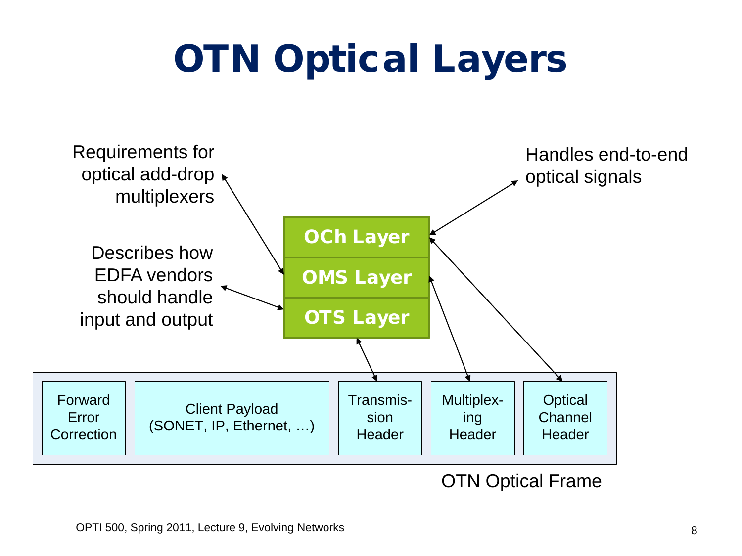# OTN Optical Layers

Requirements for optical add-drop multiplexers

Handles end-to-end optical signals

Describes how EDFA vendors should handle input and output

OCh Layer

OMS Layer

OTS Layer

Forward Error Correction

Client Payload (SONET, IP, Ethernet, …)

Transmission Header

Multiplexing Header

Optical Channel Header

OTN Optical Frame